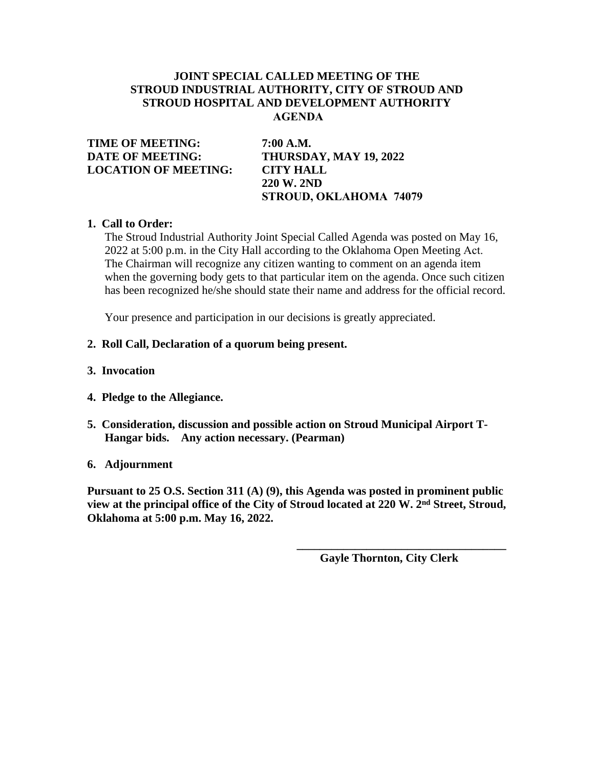# JOINT SPECIAL CALLED MEETING OF THE STROUD INDUSTRIAL AUTHORITY, CITY OF STROUD AND STROUD HOSPITAL AND DEVELOPMENT AUTHORITY AGENDA

**TIME OF MEETING:** **7:00 A.M.**
**DATE OF MEETING:** **THURSDAY, MAY 19, 2022**
**LOCATION OF MEETING:** **CITY HALL**
**220 W. 2ND**
**STROUD, OKLAHOMA 74079**

**1. Call to Order:**

The Stroud Industrial Authority Joint Special Called Agenda was posted on May 16, 2022 at 5:00 p.m. in the City Hall according to the Oklahoma Open Meeting Act. The Chairman will recognize any citizen wanting to comment on an agenda item when the governing body gets to that particular item on the agenda. Once such citizen has been recognized he/she should state their name and address for the official record.

Your presence and participation in our decisions is greatly appreciated.

**2. Roll Call, Declaration of a quorum being present.**

**3. Invocation**

**4. Pledge to the Allegiance.**

**5. Consideration, discussion and possible action on Stroud Municipal Airport T-Hangar bids. Any action necessary. (Pearman)**

**6. Adjournment**

**Pursuant to 25 O.S. Section 311 (A) (9), this Agenda was posted in prominent public view at the principal office of the City of Stroud located at 220 W. 2nd Street, Stroud, Oklahoma at 5:00 p.m. May 16, 2022.**

\_\_\_\_\_\_\_\_\_\_\_\_\_\_\_\_\_\_\_\_\_\_\_\_\_\_\_\_\_\_\_\_\_\_\_\_

**Gayle Thornton, City Clerk**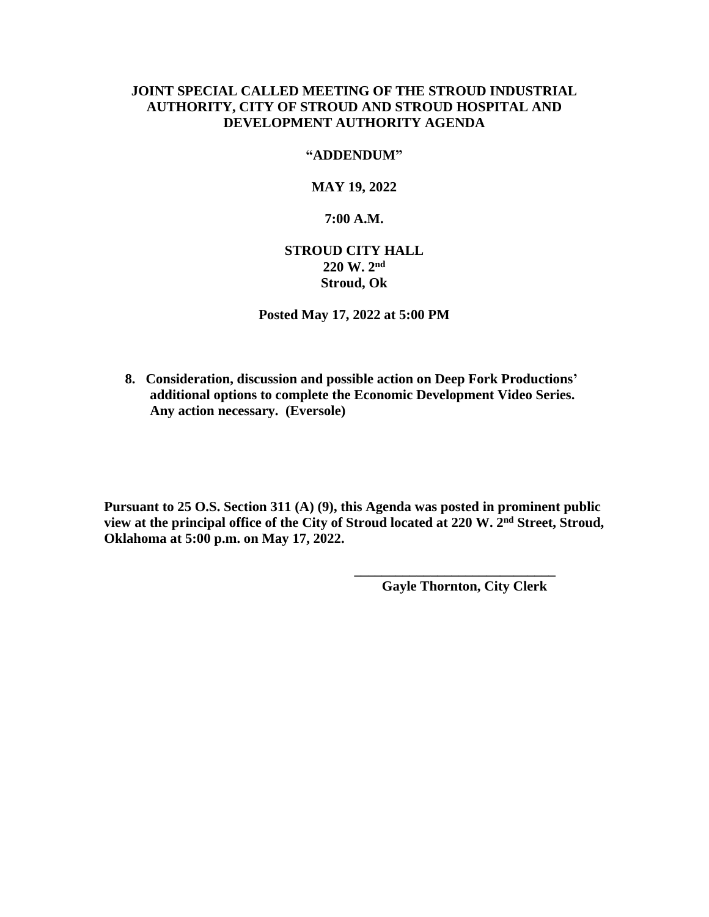**JOINT SPECIAL CALLED MEETING OF THE STROUD INDUSTRIAL AUTHORITY, CITY OF STROUD AND STROUD HOSPITAL AND DEVELOPMENT AUTHORITY AGENDA**

**"ADDENDUM"**

**MAY 19, 2022**

**7:00 A.M.**

**STROUD CITY HALL**
**220 W. 2nd**
**Stroud, Ok**

**Posted May 17, 2022 at 5:00 PM**

8. **Consideration, discussion and possible action on Deep Fork Productions' additional options to complete the Economic Development Video Series. Any action necessary. (Eversole)**

**Pursuant to 25 O.S. Section 311 (A) (9), this Agenda was posted in prominent public view at the principal office of the City of Stroud located at 220 W. 2nd Street, Stroud, Oklahoma at 5:00 p.m. on May 17, 2022.**

_____________________________

**Gayle Thornton, City Clerk**